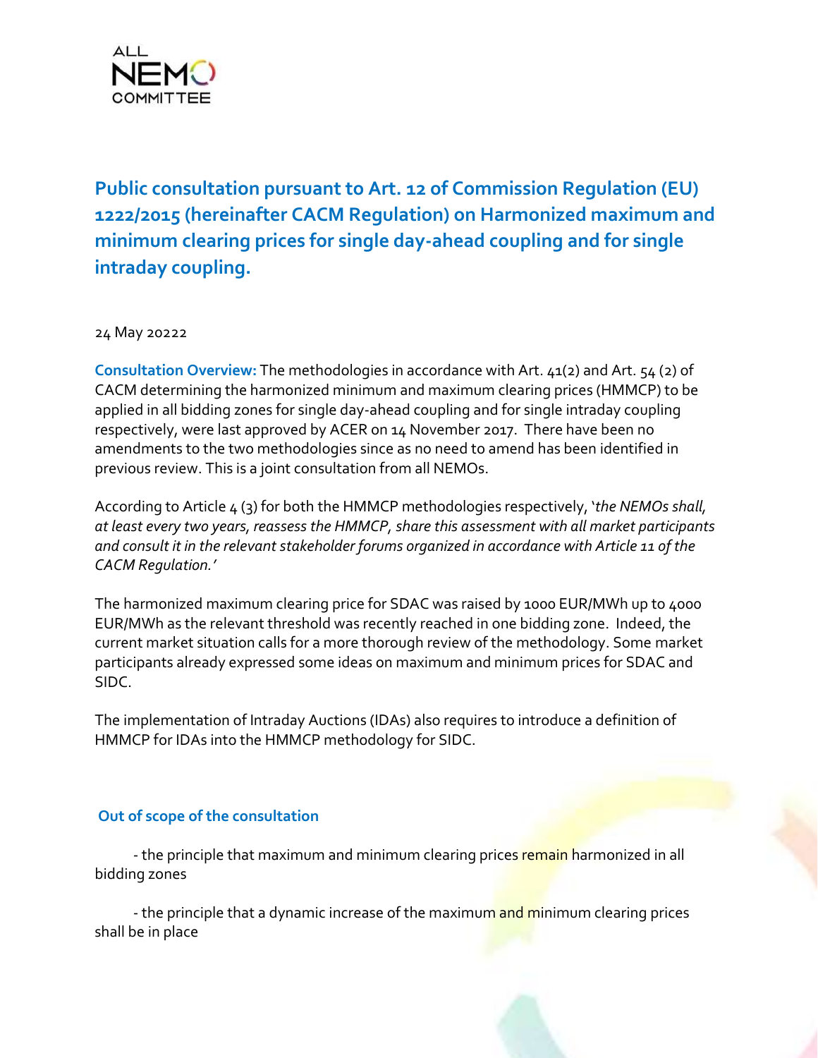ALL NEMO COMMITTEE

# Public consultation pursuant to Art. 12 of Commission Regulation (EU) 1222/2015 (hereinafter CACM Regulation) on Harmonized maximum and minimum clearing prices for single day-ahead coupling and for single intraday coupling.

24 May 20222

**Consultation Overview:** The methodologies in accordance with Art. 41(2) and Art. 54 (2) of CACM determining the harmonized minimum and maximum clearing prices (HMMCP) to be applied in all bidding zones for single day-ahead coupling and for single intraday coupling respectively, were last approved by ACER on 14 November 2017. There have been no amendments to the two methodologies since as no need to amend has been identified in previous review. This is a joint consultation from all NEMOs.

According to Article 4 (3) for both the HMMCP methodologies respectively, '*the NEMOs shall, at least every two years, reassess the HMMCP, share this assessment with all market participants and consult it in the relevant stakeholder forums organized in accordance with Article 11 of the CACM Regulation.*'

The harmonized maximum clearing price for SDAC was raised by 1000 EUR/MWh up to 4000 EUR/MWh as the relevant threshold was recently reached in one bidding zone. Indeed, the current market situation calls for a more thorough review of the methodology. Some market participants already expressed some ideas on maximum and minimum prices for SDAC and SIDC.

The implementation of Intraday Auctions (IDAs) also requires to introduce a definition of HMMCP for IDAs into the HMMCP methodology for SIDC.

## Out of scope of the consultation

- the principle that maximum and minimum clearing prices remain harmonized in all bidding zones

- the principle that a dynamic increase of the maximum and minimum clearing prices shall be in place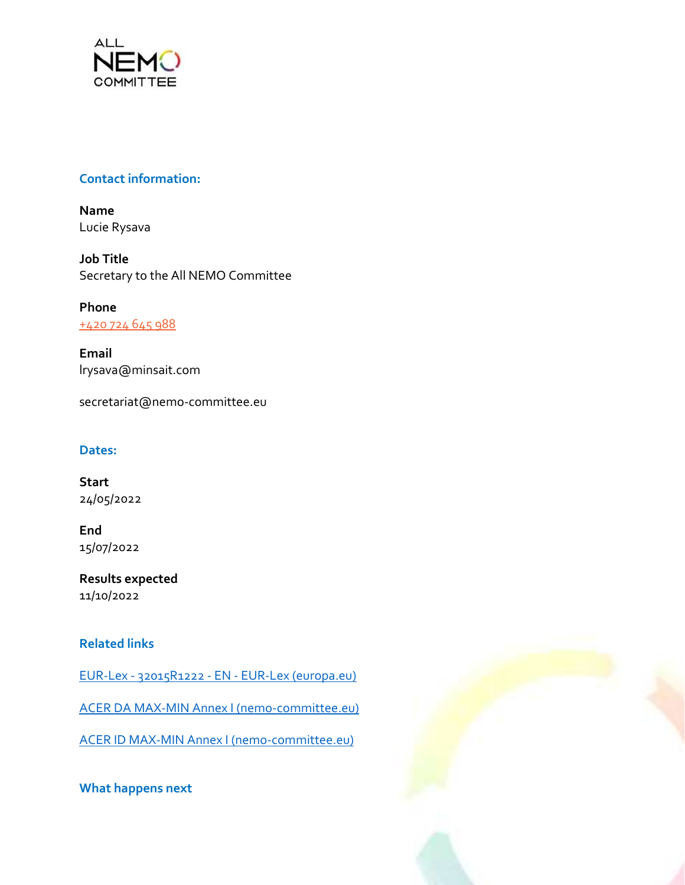### Contact information:

**Name**
Lucie Rysava

**Job Title**
Secretary to the All NEMO Committee

**Phone**
+420 724 645 988

**Email**
lrysava@minsait.com

secretariat@nemo-committee.eu

### Dates:

**Start**
24/05/2022

**End**
15/07/2022

**Results expected**
11/10/2022

### Related links

EUR-Lex - 32015R1222 - EN - EUR-Lex (europa.eu)

ACER DA MAX-MIN Annex I (nemo-committee.eu)

ACER ID MAX-MIN Annex I (nemo-committee.eu)

### What happens next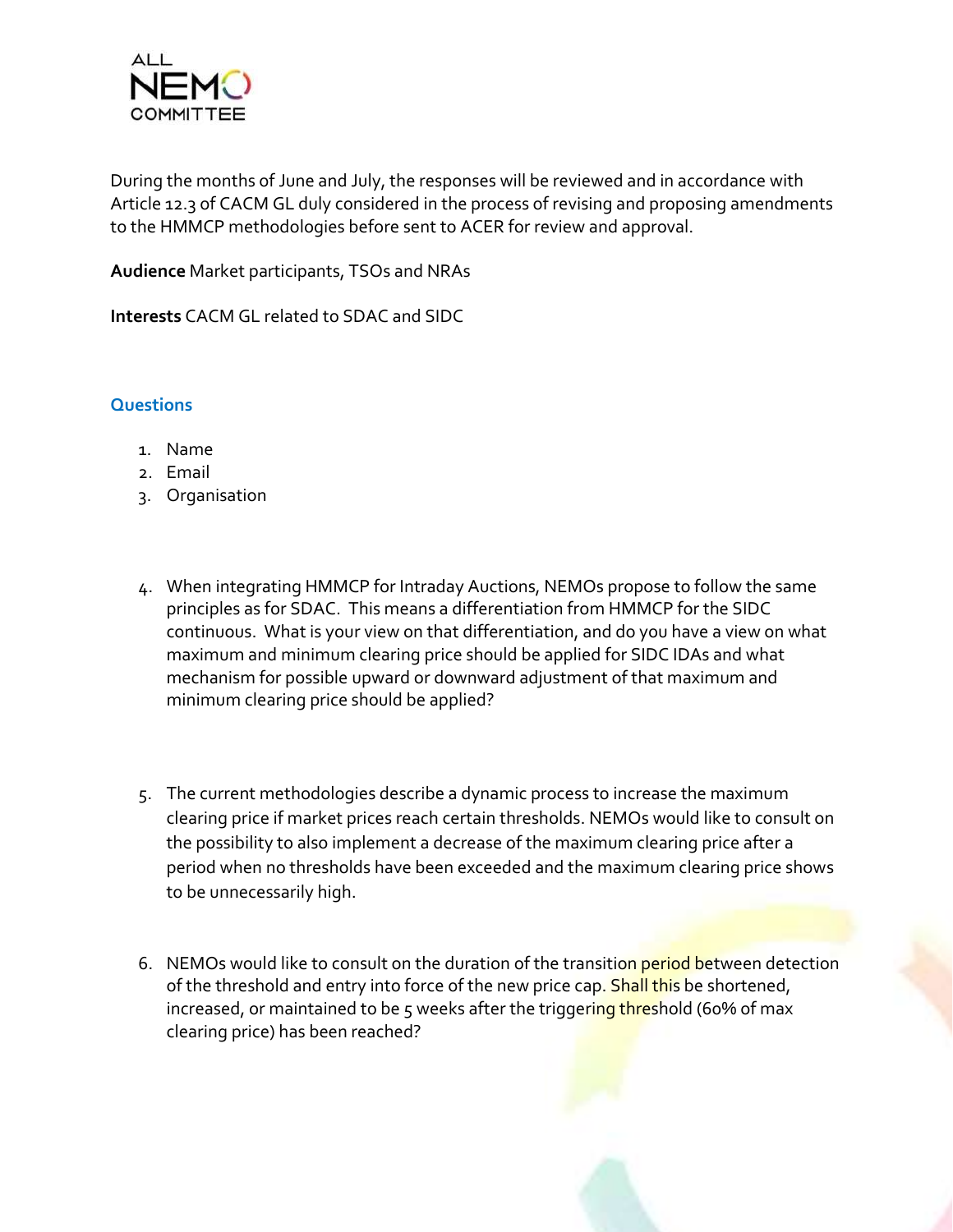During the months of June and July, the responses will be reviewed and in accordance with Article 12.3 of CACM GL duly considered in the process of revising and proposing amendments to the HMMCP methodologies before sent to ACER for review and approval.

**Audience** Market participants, TSOs and NRAs

**Interests** CACM GL related to SDAC and SIDC

## Questions

1. Name
2. Email
3. Organisation

4. When integrating HMMCP for Intraday Auctions, NEMOs propose to follow the same principles as for SDAC. This means a differentiation from HMMCP for the SIDC continuous. What is your view on that differentiation, and do you have a view on what maximum and minimum clearing price should be applied for SIDC IDAs and what mechanism for possible upward or downward adjustment of that maximum and minimum clearing price should be applied?

5. The current methodologies describe a dynamic process to increase the maximum clearing price if market prices reach certain thresholds. NEMOs would like to consult on the possibility to also implement a decrease of the maximum clearing price after a period when no thresholds have been exceeded and the maximum clearing price shows to be unnecessarily high.

6. NEMOs would like to consult on the duration of the transition period between detection of the threshold and entry into force of the new price cap. Shall this be shortened, increased, or maintained to be 5 weeks after the triggering threshold (60% of max clearing price) has been reached?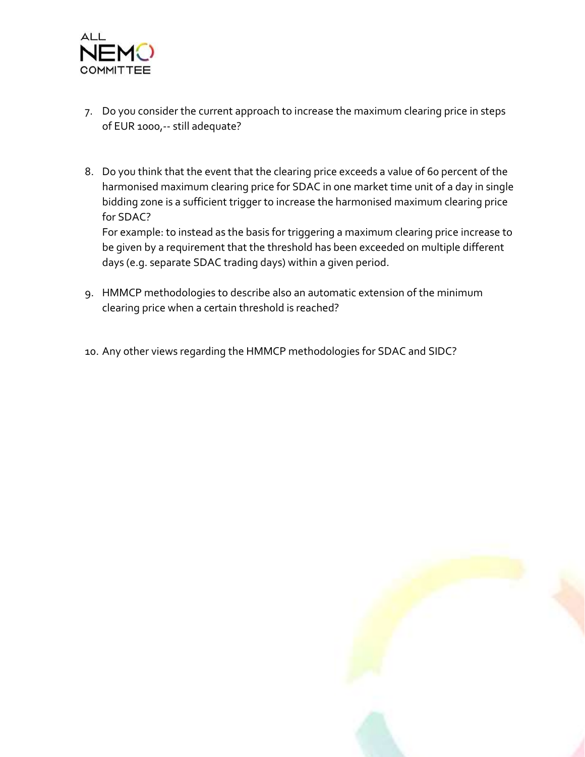7. Do you consider the current approach to increase the maximum clearing price in steps of EUR 1000,-- still adequate?

8. Do you think that the event that the clearing price exceeds a value of 60 percent of the harmonised maximum clearing price for SDAC in one market time unit of a day in single bidding zone is a sufficient trigger to increase the harmonised maximum clearing price for SDAC?
   For example: to instead as the basis for triggering a maximum clearing price increase to be given by a requirement that the threshold has been exceeded on multiple different days (e.g. separate SDAC trading days) within a given period.

9. HMMCP methodologies to describe also an automatic extension of the minimum clearing price when a certain threshold is reached?

10. Any other views regarding the HMMCP methodologies for SDAC and SIDC?